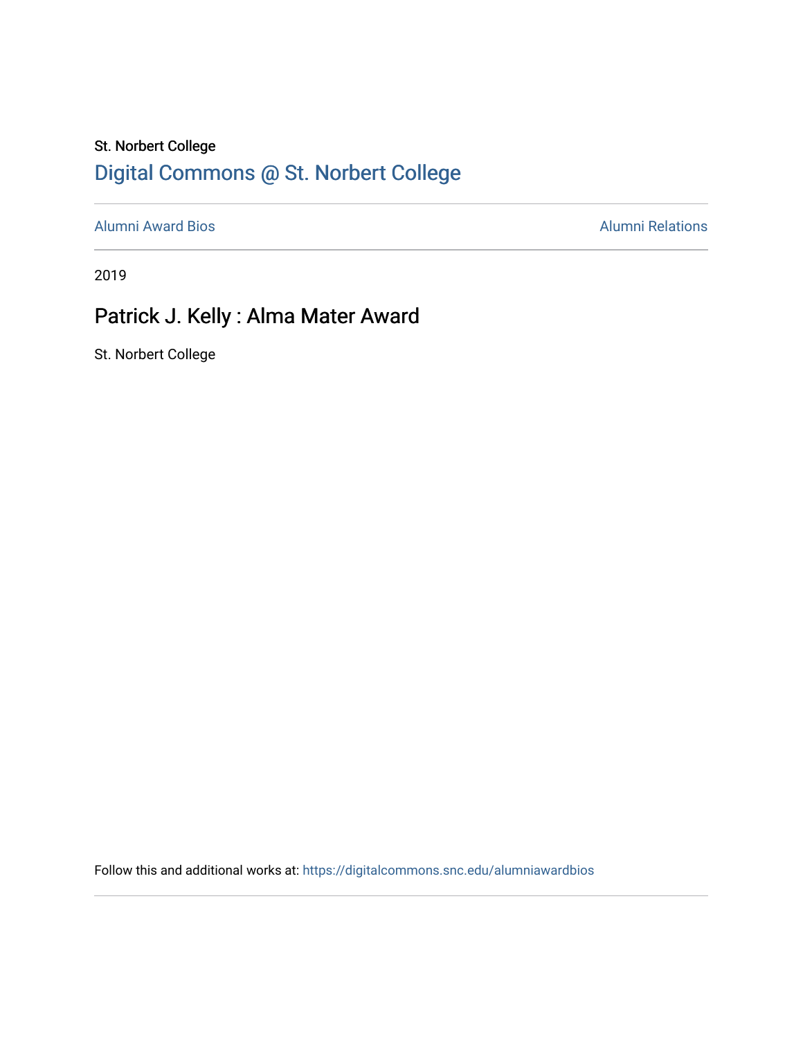St. Norbert College

Digital Commons @ St. Norbert College

Alumni Award Bios | Alumni Relations

2019

# Patrick J. Kelly : Alma Mater Award

St. Norbert College

Follow this and additional works at: https://digitalcommons.snc.edu/alumniawardbios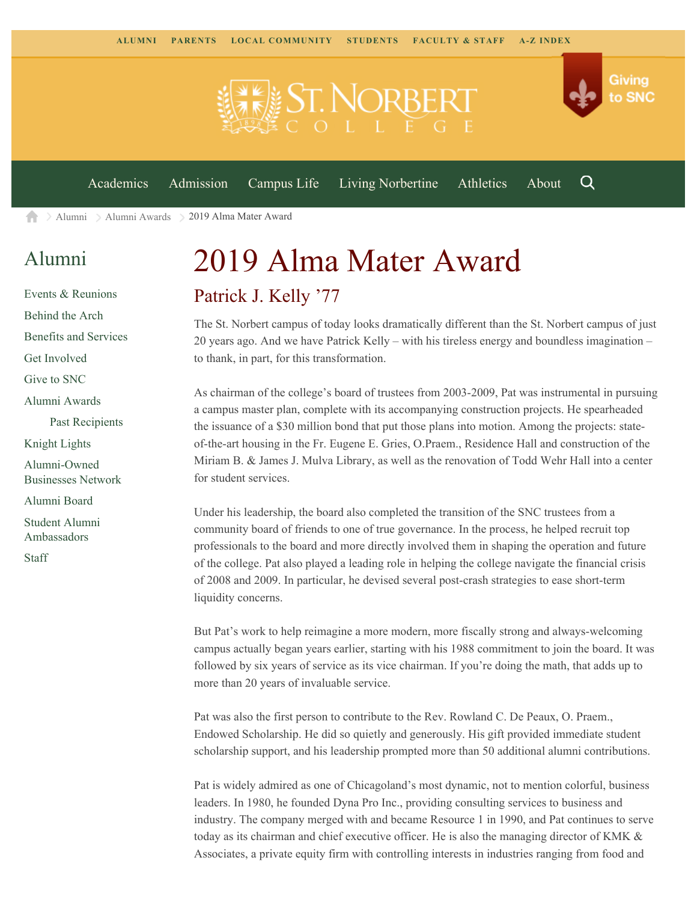ALUMNI PARENTS LOCAL COMMUNITY STUDENTS FACULTY & STAFF A-Z INDEX

Giving to SNC

Academics Admission Campus Life Living Norbertine Athletics About

Alumni > Alumni Awards > 2019 Alma Mater Award

## Alumni

- Events & Reunions
- Behind the Arch
- Benefits and Services
- Get Involved
- Give to SNC
- Alumni Awards
  - Past Recipients
- Knight Lights
- Alumni-Owned Businesses Network
- Alumni Board
- Student Alumni Ambassadors
- Staff

# 2019 Alma Mater Award

## Patrick J. Kelly ’77

The St. Norbert campus of today looks dramatically different than the St. Norbert campus of just 20 years ago. And we have Patrick Kelly – with his tireless energy and boundless imagination – to thank, in part, for this transformation.

As chairman of the college’s board of trustees from 2003-2009, Pat was instrumental in pursuing a campus master plan, complete with its accompanying construction projects. He spearheaded the issuance of a $30 million bond that put those plans into motion. Among the projects: state-of-the-art housing in the Fr. Eugene E. Gries, O.Praem., Residence Hall and construction of the Miriam B. & James J. Mulva Library, as well as the renovation of Todd Wehr Hall into a center for student services.

Under his leadership, the board also completed the transition of the SNC trustees from a community board of friends to one of true governance. In the process, he helped recruit top professionals to the board and more directly involved them in shaping the operation and future of the college. Pat also played a leading role in helping the college navigate the financial crisis of 2008 and 2009. In particular, he devised several post-crash strategies to ease short-term liquidity concerns.

But Pat’s work to help reimagine a more modern, more fiscally strong and always-welcoming campus actually began years earlier, starting with his 1988 commitment to join the board. It was followed by six years of service as its vice chairman. If you’re doing the math, that adds up to more than 20 years of invaluable service.

Pat was also the first person to contribute to the Rev. Rowland C. De Peaux, O. Praem., Endowed Scholarship. He did so quietly and generously. His gift provided immediate student scholarship support, and his leadership prompted more than 50 additional alumni contributions.

Pat is widely admired as one of Chicagoland’s most dynamic, not to mention colorful, business leaders. In 1980, he founded Dyna Pro Inc., providing consulting services to business and industry. The company merged with and became Resource 1 in 1990, and Pat continues to serve today as its chairman and chief executive officer. He is also the managing director of KMK & Associates, a private equity firm with controlling interests in industries ranging from food and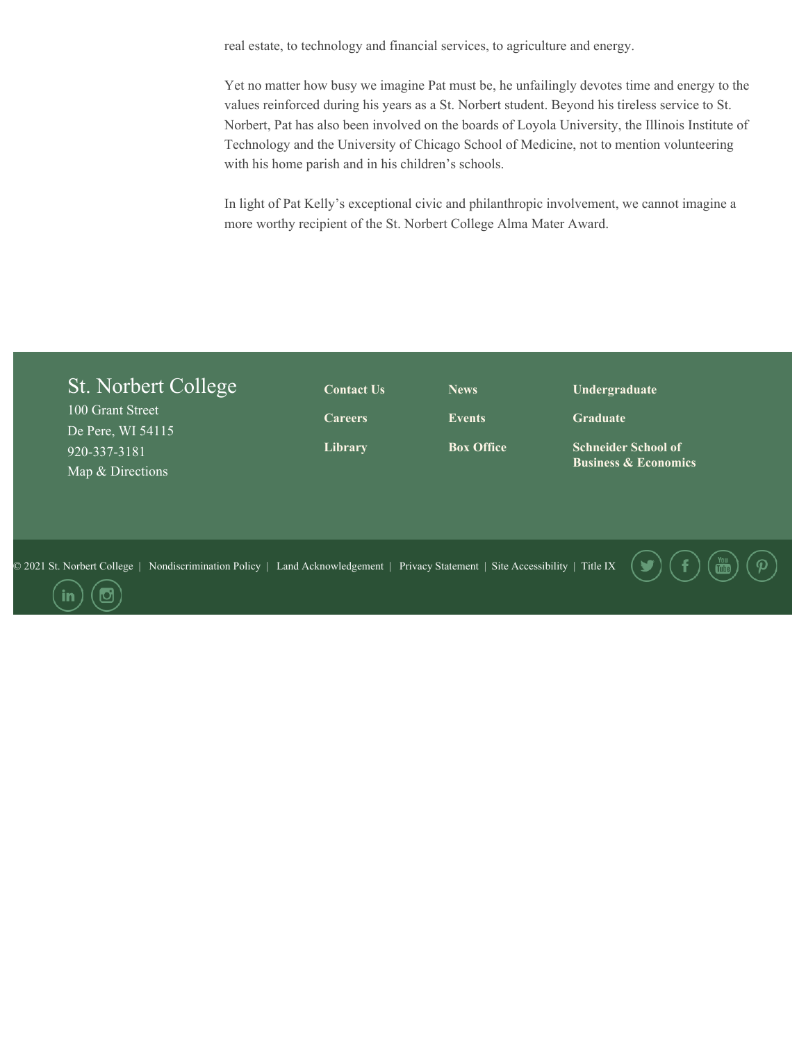real estate, to technology and financial services, to agriculture and energy.

Yet no matter how busy we imagine Pat must be, he unfailingly devotes time and energy to the values reinforced during his years as a St. Norbert student. Beyond his tireless service to St. Norbert, Pat has also been involved on the boards of Loyola University, the Illinois Institute of Technology and the University of Chicago School of Medicine, not to mention volunteering with his home parish and in his children's schools.

In light of Pat Kelly's exceptional civic and philanthropic involvement, we cannot imagine a more worthy recipient of the St. Norbert College Alma Mater Award.

St. Norbert College
100 Grant Street
De Pere, WI 54115
920-337-3181
Map & Directions

**Contact Us**
**Careers**
**Library**

**News**
**Events**
**Box Office**

**Undergraduate**
**Graduate**
**Schneider School of Business & Economics**

© 2021 St. Norbert College | Nondiscrimination Policy | Land Acknowledgement | Privacy Statement | Site Accessibility | Title IX